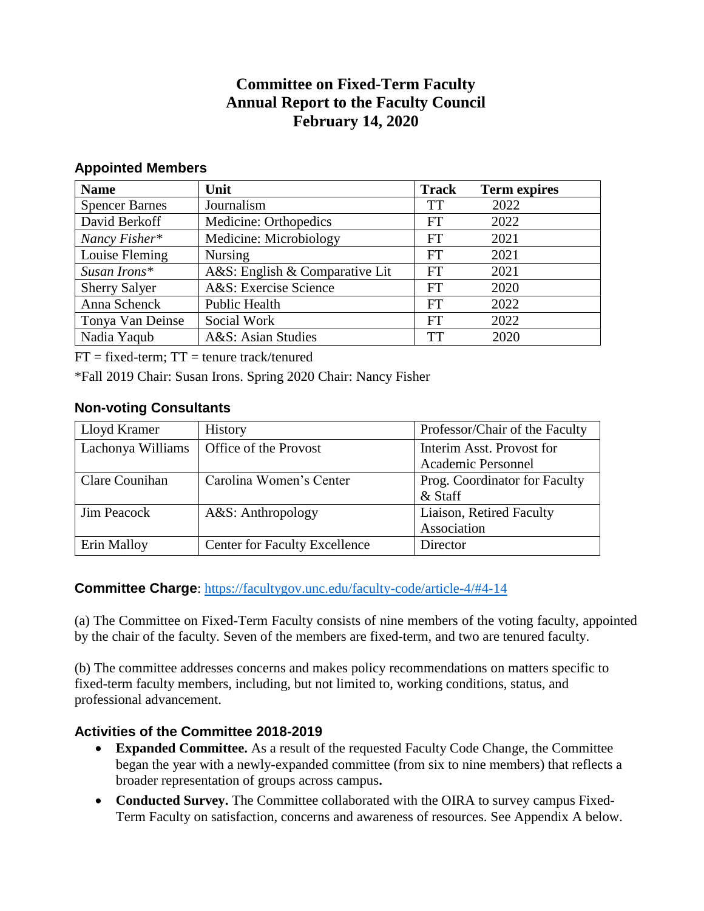# Committee on Fixed-Term Faculty
# Annual Report to the Faculty Council
# February 14, 2020

## Appointed Members

| Name | Unit | Track | Term expires |
|---|---|---|---|
| Spencer Barnes | Journalism | TT | 2022 |
| David Berkoff | Medicine: Orthopedics | FT | 2022 |
| *Nancy Fisher** | Medicine: Microbiology | FT | 2021 |
| Louise Fleming | Nursing | FT | 2021 |
| *Susan Irons** | A&S: English & Comparative Lit | FT | 2021 |
| Sherry Salyer | A&S: Exercise Science | FT | 2020 |
| Anna Schenck | Public Health | FT | 2022 |
| Tonya Van Deinse | Social Work | FT | 2022 |
| Nadia Yaqub | A&S: Asian Studies | TT | 2020 |

FT = fixed-term; TT = tenure track/tenured

*Fall 2019 Chair: Susan Irons. Spring 2020 Chair: Nancy Fisher

## Non-voting Consultants

| | | |
|---|---|---|
| Lloyd Kramer | History | Professor/Chair of the Faculty |
| Lachonya Williams | Office of the Provost | Interim Asst. Provost for Academic Personnel |
| Clare Counihan | Carolina Women's Center | Prog. Coordinator for Faculty & Staff |
| Jim Peacock | A&S: Anthropology | Liaison, Retired Faculty Association |
| Erin Malloy | Center for Faculty Excellence | Director |

**Committee Charge**: https://facultygov.unc.edu/faculty-code/article-4/#4-14

(a) The Committee on Fixed-Term Faculty consists of nine members of the voting faculty, appointed by the chair of the faculty. Seven of the members are fixed-term, and two are tenured faculty.

(b) The committee addresses concerns and makes policy recommendations on matters specific to fixed-term faculty members, including, but not limited to, working conditions, status, and professional advancement.

## Activities of the Committee 2018-2019

- **Expanded Committee.** As a result of the requested Faculty Code Change, the Committee began the year with a newly-expanded committee (from six to nine members) that reflects a broader representation of groups across campus**.**
- **Conducted Survey.** The Committee collaborated with the OIRA to survey campus Fixed-Term Faculty on satisfaction, concerns and awareness of resources. See Appendix A below.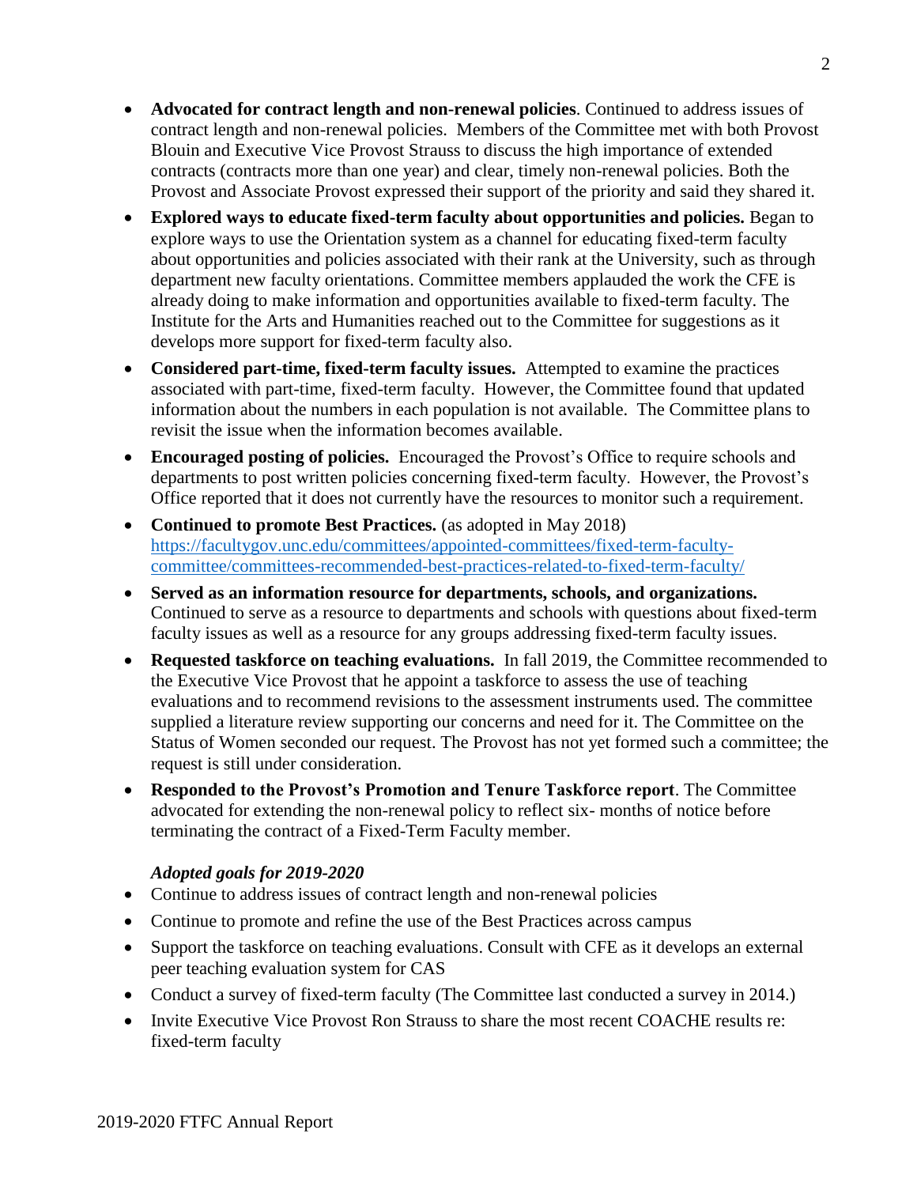- **Advocated for contract length and non-renewal policies**. Continued to address issues of contract length and non-renewal policies. Members of the Committee met with both Provost Blouin and Executive Vice Provost Strauss to discuss the high importance of extended contracts (contracts more than one year) and clear, timely non-renewal policies. Both the Provost and Associate Provost expressed their support of the priority and said they shared it.
- **Explored ways to educate fixed-term faculty about opportunities and policies.** Began to explore ways to use the Orientation system as a channel for educating fixed-term faculty about opportunities and policies associated with their rank at the University, such as through department new faculty orientations. Committee members applauded the work the CFE is already doing to make information and opportunities available to fixed-term faculty. The Institute for the Arts and Humanities reached out to the Committee for suggestions as it develops more support for fixed-term faculty also.
- **Considered part-time, fixed-term faculty issues.** Attempted to examine the practices associated with part-time, fixed-term faculty. However, the Committee found that updated information about the numbers in each population is not available. The Committee plans to revisit the issue when the information becomes available.
- **Encouraged posting of policies.** Encouraged the Provost's Office to require schools and departments to post written policies concerning fixed-term faculty. However, the Provost's Office reported that it does not currently have the resources to monitor such a requirement.
- **Continued to promote Best Practices.** (as adopted in May 2018) [https://facultygov.unc.edu/committees/appointed-committees/fixed-term-faculty-committee/committees-recommended-best-practices-related-to-fixed-term-faculty/](https://facultygov.unc.edu/committees/appointed-committees/fixed-term-faculty-committee/committees-recommended-best-practices-related-to-fixed-term-faculty/)
- **Served as an information resource for departments, schools, and organizations.** Continued to serve as a resource to departments and schools with questions about fixed-term faculty issues as well as a resource for any groups addressing fixed-term faculty issues.
- **Requested taskforce on teaching evaluations.** In fall 2019, the Committee recommended to the Executive Vice Provost that he appoint a taskforce to assess the use of teaching evaluations and to recommend revisions to the assessment instruments used. The committee supplied a literature review supporting our concerns and need for it. The Committee on the Status of Women seconded our request. The Provost has not yet formed such a committee; the request is still under consideration.
- **Responded to the Provost's Promotion and Tenure Taskforce report**. The Committee advocated for extending the non-renewal policy to reflect six- months of notice before terminating the contract of a Fixed-Term Faculty member.

***Adopted goals for 2019-2020***

- Continue to address issues of contract length and non-renewal policies
- Continue to promote and refine the use of the Best Practices across campus
- Support the taskforce on teaching evaluations. Consult with CFE as it develops an external peer teaching evaluation system for CAS
- Conduct a survey of fixed-term faculty (The Committee last conducted a survey in 2014.)
- Invite Executive Vice Provost Ron Strauss to share the most recent COACHE results re: fixed-term faculty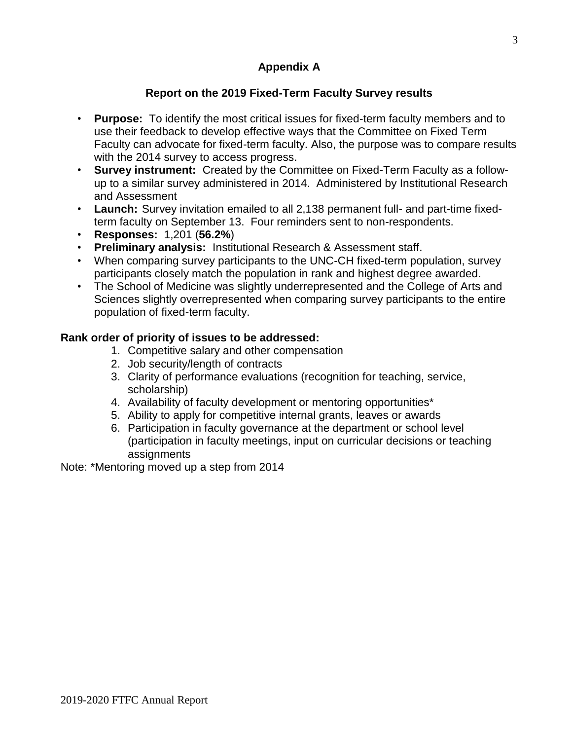# Appendix A

## Report on the 2019 Fixed-Term Faculty Survey results

- **Purpose:** To identify the most critical issues for fixed-term faculty members and to use their feedback to develop effective ways that the Committee on Fixed Term Faculty can advocate for fixed-term faculty. Also, the purpose was to compare results with the 2014 survey to access progress.
- **Survey instrument:** Created by the Committee on Fixed-Term Faculty as a follow-up to a similar survey administered in 2014. Administered by Institutional Research and Assessment
- **Launch:** Survey invitation emailed to all 2,138 permanent full- and part-time fixed-term faculty on September 13. Four reminders sent to non-respondents.
- **Responses:** 1,201 (**56.2%**)
- **Preliminary analysis:** Institutional Research & Assessment staff.
- When comparing survey participants to the UNC-CH fixed-term population, survey participants closely match the population in rank and highest degree awarded.
- The School of Medicine was slightly underrepresented and the College of Arts and Sciences slightly overrepresented when comparing survey participants to the entire population of fixed-term faculty.

**Rank order of priority of issues to be addressed:**

1. Competitive salary and other compensation
2. Job security/length of contracts
3. Clarity of performance evaluations (recognition for teaching, service, scholarship)
4. Availability of faculty development or mentoring opportunities*
5. Ability to apply for competitive internal grants, leaves or awards
6. Participation in faculty governance at the department or school level (participation in faculty meetings, input on curricular decisions or teaching assignments

Note: *Mentoring moved up a step from 2014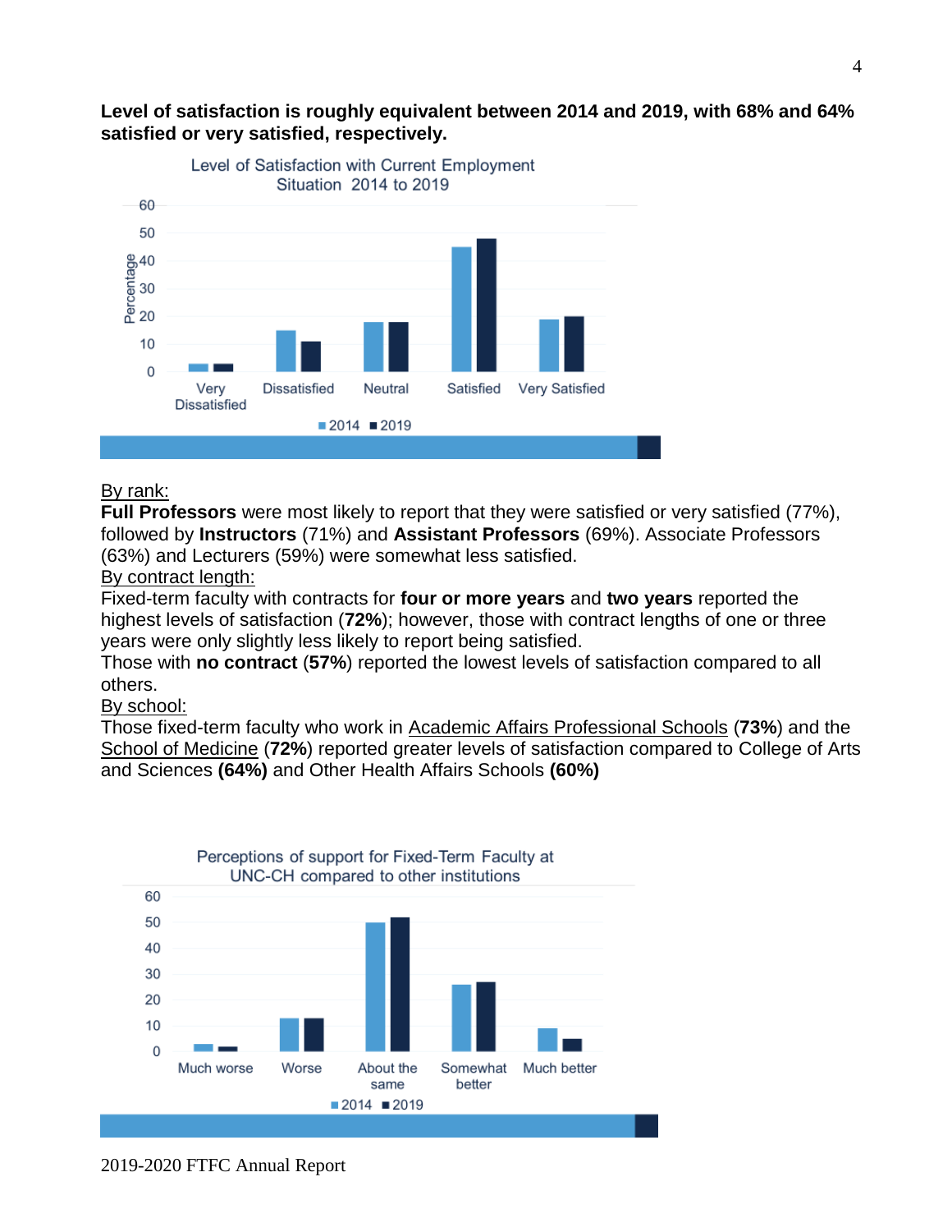**Level of satisfaction is roughly equivalent between 2014 and 2019, with 68% and 64% satisfied or very satisfied, respectively.**

Level of Satisfaction with Current Employment Situation 2014 to 2019

<u>By rank:</u>
**Full Professors** were most likely to report that they were satisfied or very satisfied (77%), followed by **Instructors** (71%) and **Assistant Professors** (69%). Associate Professors (63%) and Lecturers (59%) were somewhat less satisfied.

<u>By contract length:</u>
Fixed-term faculty with contracts for **four or more years** and **two years** reported the highest levels of satisfaction (**72%**); however, those with contract lengths of one or three years were only slightly less likely to report being satisfied.
Those with **no contract** (**57%**) reported the lowest levels of satisfaction compared to all others.

<u>By school:</u>
Those fixed-term faculty who work in <u>Academic Affairs Professional Schools</u> (**73%**) and the <u>School of Medicine</u> (**72%**) reported greater levels of satisfaction compared to College of Arts and Sciences **(64%)** and Other Health Affairs Schools **(60%)**

Perceptions of support for Fixed-Term Faculty at UNC-CH compared to other institutions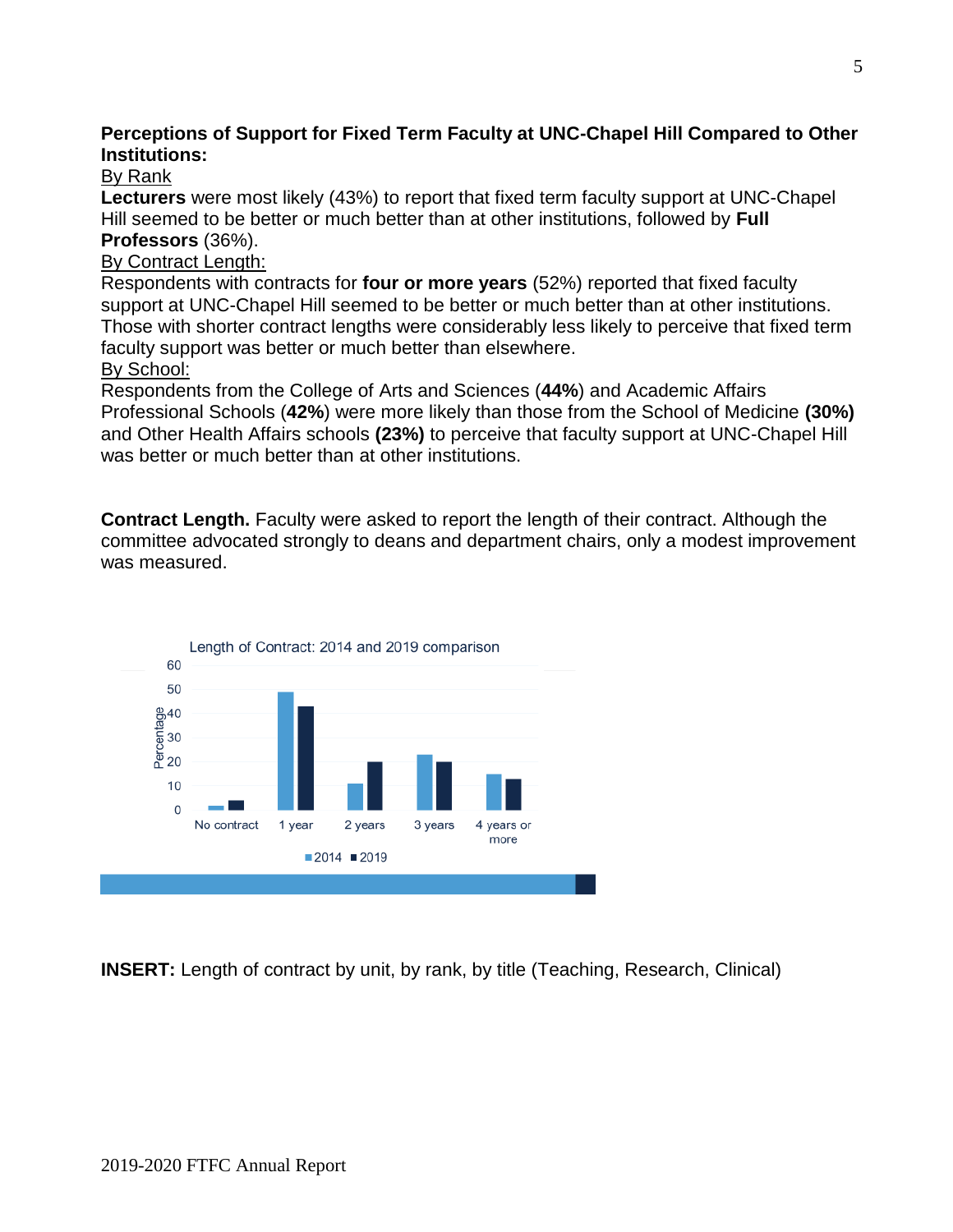**Perceptions of Support for Fixed Term Faculty at UNC-Chapel Hill Compared to Other Institutions:**

By Rank

**Lecturers** were most likely (43%) to report that fixed term faculty support at UNC-Chapel Hill seemed to be better or much better than at other institutions, followed by **Full Professors** (36%).

By Contract Length:

Respondents with contracts for **four or more years** (52%) reported that fixed faculty support at UNC-Chapel Hill seemed to be better or much better than at other institutions. Those with shorter contract lengths were considerably less likely to perceive that fixed term faculty support was better or much better than elsewhere.

By School:

Respondents from the College of Arts and Sciences (**44%**) and Academic Affairs Professional Schools (**42%**) were more likely than those from the School of Medicine **(30%)** and Other Health Affairs schools **(23%)** to perceive that faculty support at UNC-Chapel Hill was better or much better than at other institutions.

**Contract Length.** Faculty were asked to report the length of their contract. Although the committee advocated strongly to deans and department chairs, only a modest improvement was measured.

Length of Contract: 2014 and 2019 comparison

**INSERT:** Length of contract by unit, by rank, by title (Teaching, Research, Clinical)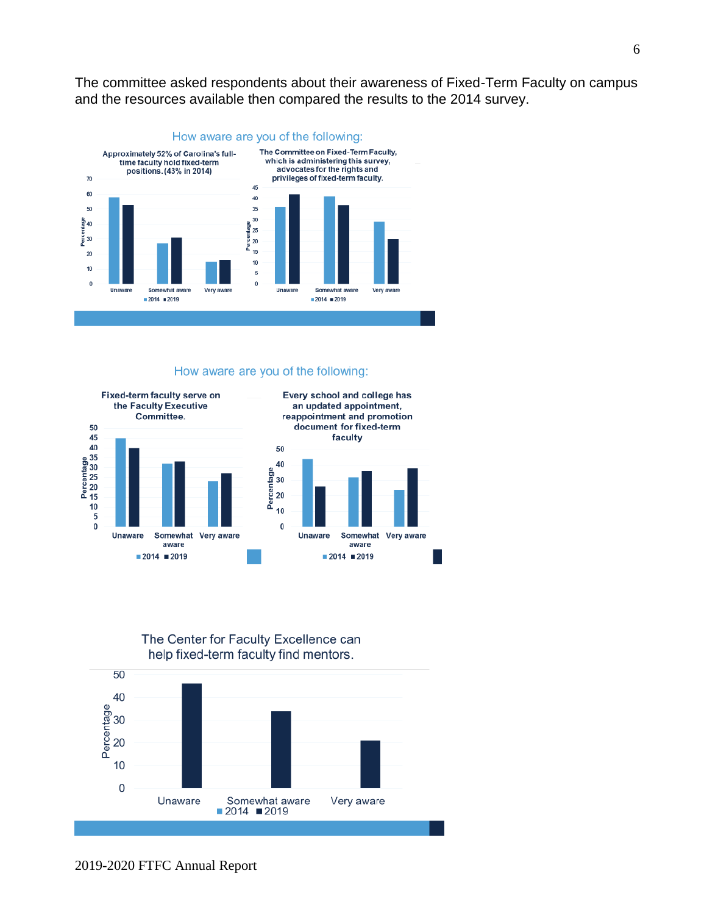The committee asked respondents about their awareness of Fixed-Term Faculty on campus and the resources available then compared the results to the 2014 survey.

How aware are you of the following:

Approximately 52% of Carolina's full-time faculty hold fixed-term positions. (43% in 2014)

The Committee on Fixed-Term Faculty, which is administering this survey, advocates for the rights and privileges of fixed-term faculty.

How aware are you of the following:

Fixed-term faculty serve on the Faculty Executive Committee.

Every school and college has an updated appointment, reappointment and promotion document for fixed-term faculty

The Center for Faculty Excellence can help fixed-term faculty find mentors.

2019-2020 FTFC Annual Report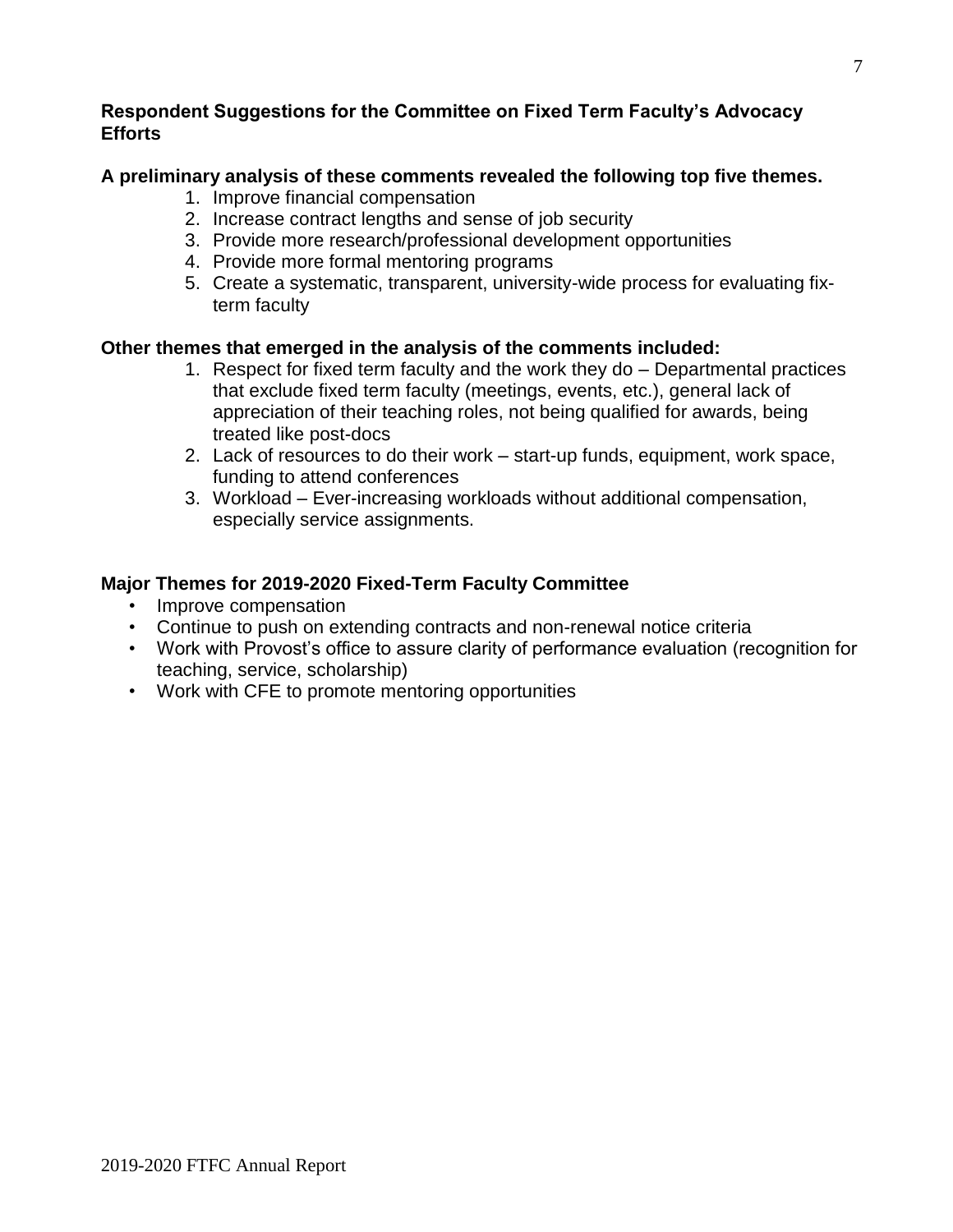**Respondent Suggestions for the Committee on Fixed Term Faculty's Advocacy Efforts**

**A preliminary analysis of these comments revealed the following top five themes.**

1. Improve financial compensation
2. Increase contract lengths and sense of job security
3. Provide more research/professional development opportunities
4. Provide more formal mentoring programs
5. Create a systematic, transparent, university-wide process for evaluating fix-term faculty

**Other themes that emerged in the analysis of the comments included:**

1. Respect for fixed term faculty and the work they do – Departmental practices that exclude fixed term faculty (meetings, events, etc.), general lack of appreciation of their teaching roles, not being qualified for awards, being treated like post-docs
2. Lack of resources to do their work – start-up funds, equipment, work space, funding to attend conferences
3. Workload – Ever-increasing workloads without additional compensation, especially service assignments.

**Major Themes for 2019-2020 Fixed-Term Faculty Committee**

- Improve compensation
- Continue to push on extending contracts and non-renewal notice criteria
- Work with Provost's office to assure clarity of performance evaluation (recognition for teaching, service, scholarship)
- Work with CFE to promote mentoring opportunities